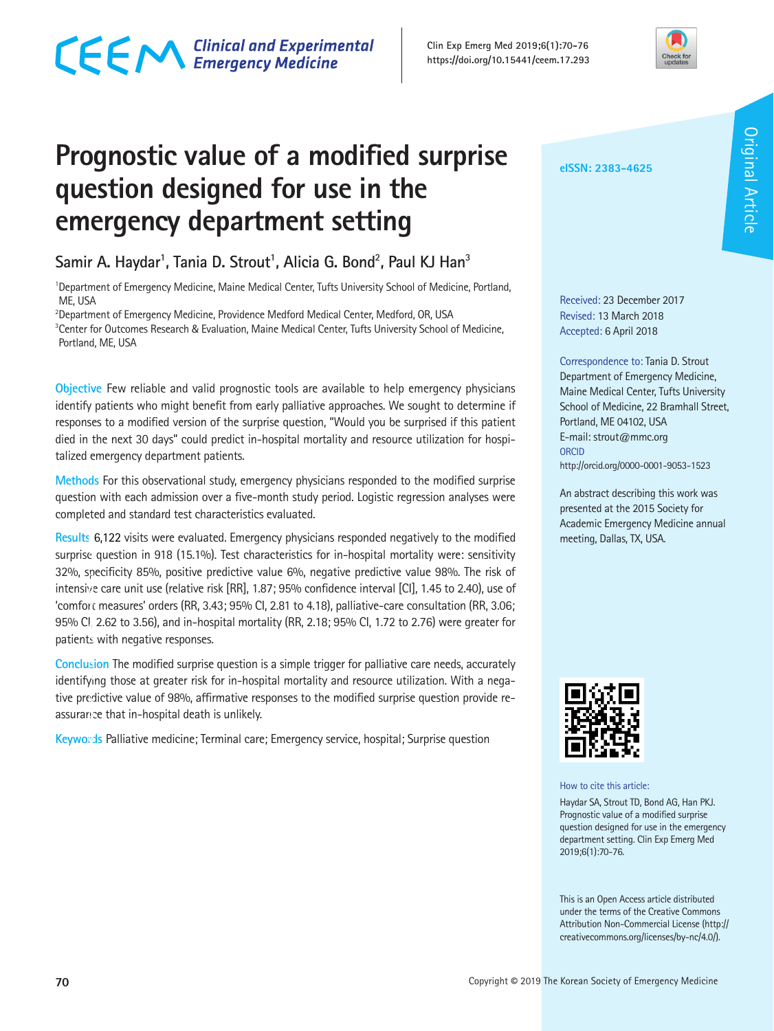# Prognostic value of a modified surprise question designed for use in the emergency department setting

Samir A. Haydar[1], Tania D. Strout[1], Alicia G. Bond[2], Paul KJ Han[3]

[1]Department of Emergency Medicine, Maine Medical Center, Tufts University School of Medicine, Portland, ME, USA

[2]Department of Emergency Medicine, Providence Medford Medical Center, Medford, OR, USA

[3]Center for Outcomes Research & Evaluation, Maine Medical Center, Tufts University School of Medicine, Portland, ME, USA

**Objective** Few reliable and valid prognostic tools are available to help emergency physicians identify patients who might benefit from early palliative approaches. We sought to determine if responses to a modified version of the surprise question, "Would you be surprised if this patient died in the next 30 days" could predict in-hospital mortality and resource utilization for hospitalized emergency department patients.

**Methods** For this observational study, emergency physicians responded to the modified surprise question with each admission over a five-month study period. Logistic regression analyses were completed and standard test characteristics evaluated.

**Results** 6,122 visits were evaluated. Emergency physicians responded negatively to the modified surprise question in 918 (15.1%). Test characteristics for in-hospital mortality were: sensitivity 32%, specificity 85%, positive predictive value 6%, negative predictive value 98%. The risk of intensive care unit use (relative risk [RR], 1.87; 95% confidence interval [CI], 1.45 to 2.40), use of 'comfort measures' orders (RR, 3.43; 95% CI, 2.81 to 4.18), palliative-care consultation (RR, 3.06; 95% CI, 2.62 to 3.56), and in-hospital mortality (RR, 2.18; 95% CI, 1.72 to 2.76) were greater for patients with negative responses.

**Conclusion** The modified surprise question is a simple trigger for palliative care needs, accurately identifying those at greater risk for in-hospital mortality and resource utilization. With a negative predictive value of 98%, affirmative responses to the modified surprise question provide reassurance that in-hospital death is unlikely.

**Keywords** Palliative medicine; Terminal care; Emergency service, hospital; Surprise question

eISSN: 2383-4625

Received: 23 December 2017
Revised: 13 March 2018
Accepted: 6 April 2018

Correspondence to: Tania D. Strout
Department of Emergency Medicine, Maine Medical Center, Tufts University School of Medicine, 22 Bramhall Street, Portland, ME 04102, USA
E-mail: strout@mmc.org
ORCID
http://orcid.org/0000-0001-9053-1523

An abstract describing this work was presented at the 2015 Society for Academic Emergency Medicine annual meeting, Dallas, TX, USA.

How to cite this article:
Haydar SA, Strout TD, Bond AG, Han PKJ. Prognostic value of a modified surprise question designed for use in the emergency department setting. Clin Exp Emerg Med 2019;6(1):70-76.

This is an Open Access article distributed under the terms of the Creative Commons Attribution Non-Commercial License (http://creativecommons.org/licenses/by-nc/4.0/).

Copyright © 2019 The Korean Society of Emergency Medicine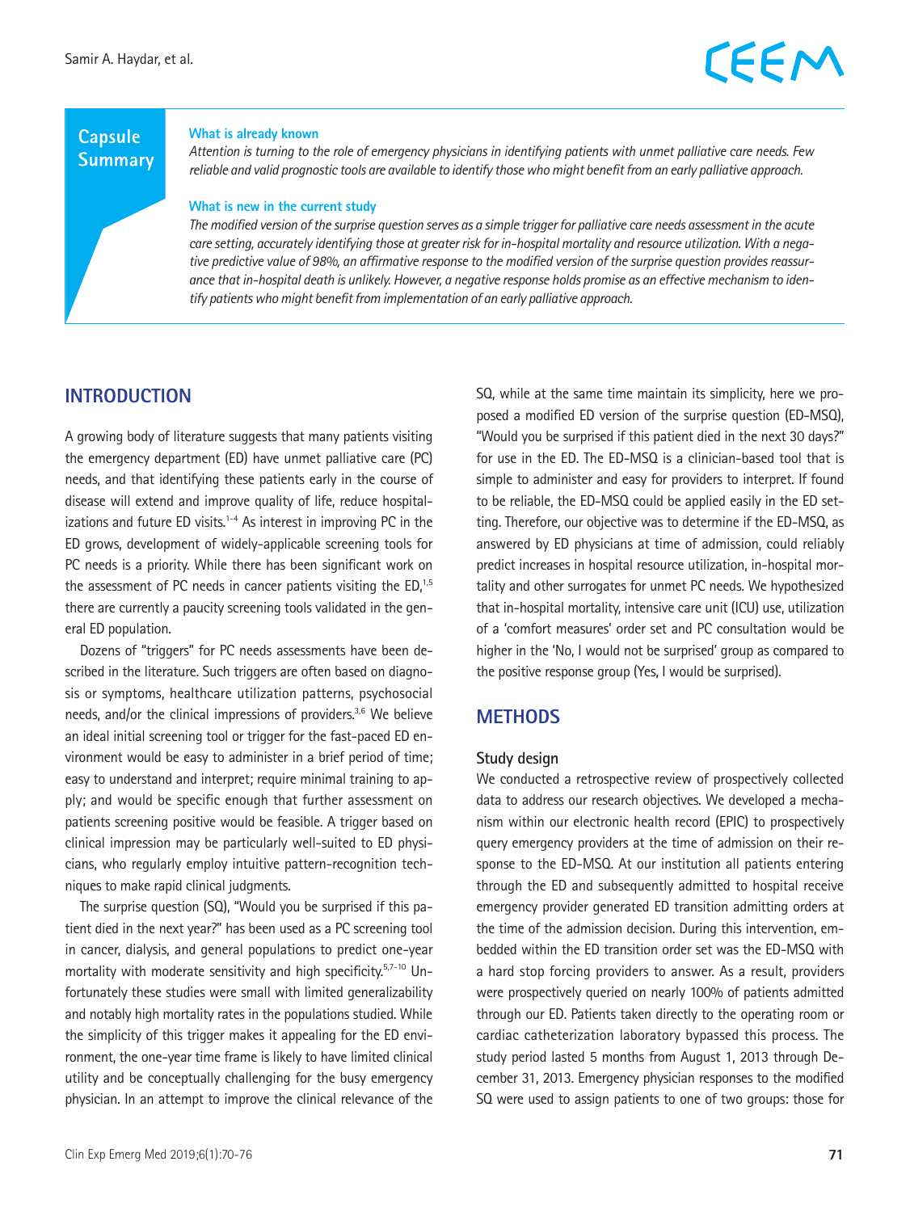## Capsule Summary

**What is already known**

*Attention is turning to the role of emergency physicians in identifying patients with unmet palliative care needs. Few reliable and valid prognostic tools are available to identify those who might benefit from an early palliative approach.*

**What is new in the current study**

*The modified version of the surprise question serves as a simple trigger for palliative care needs assessment in the acute care setting, accurately identifying those at greater risk for in-hospital mortality and resource utilization. With a negative predictive value of 98%, an affirmative response to the modified version of the surprise question provides reassurance that in-hospital death is unlikely. However, a negative response holds promise as an effective mechanism to identify patients who might benefit from implementation of an early palliative approach.*

## INTRODUCTION

A growing body of literature suggests that many patients visiting the emergency department (ED) have unmet palliative care (PC) needs, and that identifying these patients early in the course of disease will extend and improve quality of life, reduce hospitalizations and future ED visits.[1-4] As interest in improving PC in the ED grows, development of widely-applicable screening tools for PC needs is a priority. While there has been significant work on the assessment of PC needs in cancer patients visiting the ED,[1,5] there are currently a paucity screening tools validated in the general ED population.

Dozens of "triggers" for PC needs assessments have been described in the literature. Such triggers are often based on diagnosis or symptoms, healthcare utilization patterns, psychosocial needs, and/or the clinical impressions of providers.[3,6] We believe an ideal initial screening tool or trigger for the fast-paced ED environment would be easy to administer in a brief period of time; easy to understand and interpret; require minimal training to apply; and would be specific enough that further assessment on patients screening positive would be feasible. A trigger based on clinical impression may be particularly well-suited to ED physicians, who regularly employ intuitive pattern-recognition techniques to make rapid clinical judgments.

The surprise question (SQ), "Would you be surprised if this patient died in the next year?" has been used as a PC screening tool in cancer, dialysis, and general populations to predict one-year mortality with moderate sensitivity and high specificity.[5,7-10] Unfortunately these studies were small with limited generalizability and notably high mortality rates in the populations studied. While the simplicity of this trigger makes it appealing for the ED environment, the one-year time frame is likely to have limited clinical utility and be conceptually challenging for the busy emergency physician. In an attempt to improve the clinical relevance of the SQ, while at the same time maintain its simplicity, here we proposed a modified ED version of the surprise question (ED-MSQ), "Would you be surprised if this patient died in the next 30 days?" for use in the ED. The ED-MSQ is a clinician-based tool that is simple to administer and easy for providers to interpret. If found to be reliable, the ED-MSQ could be applied easily in the ED setting. Therefore, our objective was to determine if the ED-MSQ, as answered by ED physicians at time of admission, could reliably predict increases in hospital resource utilization, in-hospital mortality and other surrogates for unmet PC needs. We hypothesized that in-hospital mortality, intensive care unit (ICU) use, utilization of a 'comfort measures' order set and PC consultation would be higher in the 'No, I would not be surprised' group as compared to the positive response group (Yes, I would be surprised).

## METHODS

### Study design

We conducted a retrospective review of prospectively collected data to address our research objectives. We developed a mechanism within our electronic health record (EPIC) to prospectively query emergency providers at the time of admission on their response to the ED-MSQ. At our institution all patients entering through the ED and subsequently admitted to hospital receive emergency provider generated ED transition admitting orders at the time of the admission decision. During this intervention, embedded within the ED transition order set was the ED-MSQ with a hard stop forcing providers to answer. As a result, providers were prospectively queried on nearly 100% of patients admitted through our ED. Patients taken directly to the operating room or cardiac catheterization laboratory bypassed this process. The study period lasted 5 months from August 1, 2013 through December 31, 2013. Emergency physician responses to the modified SQ were used to assign patients to one of two groups: those for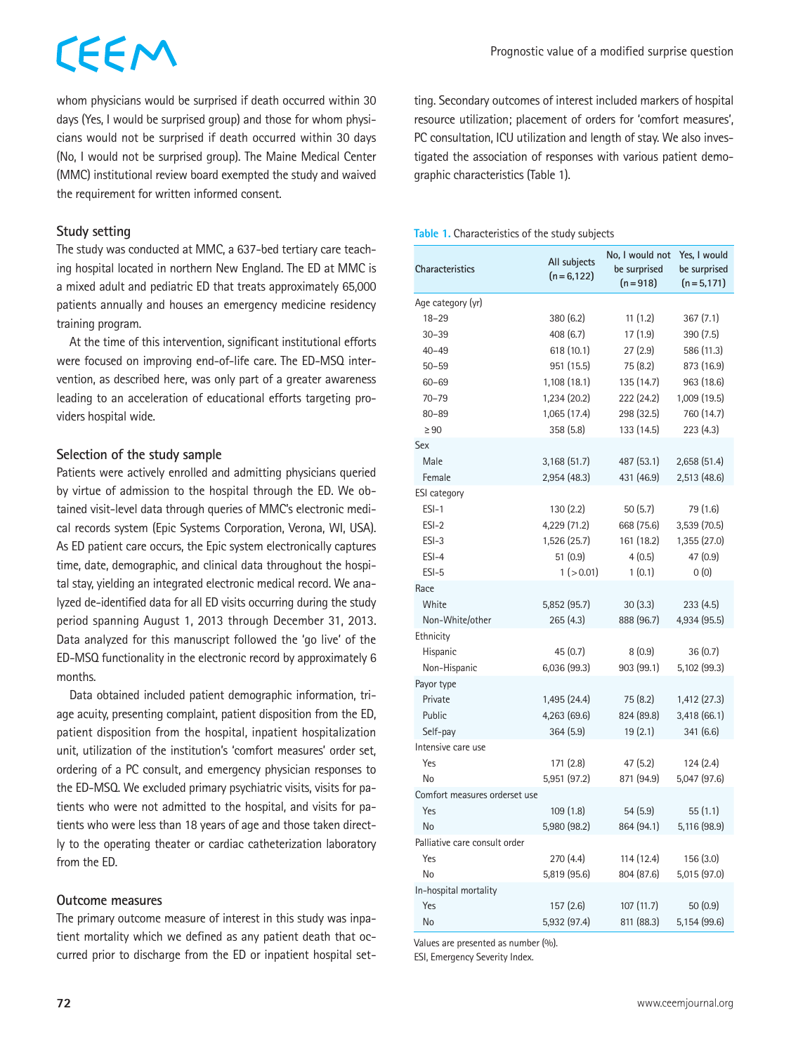whom physicians would be surprised if death occurred within 30 days (Yes, I would be surprised group) and those for whom physicians would not be surprised if death occurred within 30 days (No, I would not be surprised group). The Maine Medical Center (MMC) institutional review board exempted the study and waived the requirement for written informed consent.

### Study setting

The study was conducted at MMC, a 637-bed tertiary care teaching hospital located in northern New England. The ED at MMC is a mixed adult and pediatric ED that treats approximately 65,000 patients annually and houses an emergency medicine residency training program.

At the time of this intervention, significant institutional efforts were focused on improving end-of-life care. The ED-MSQ intervention, as described here, was only part of a greater awareness leading to an acceleration of educational efforts targeting providers hospital wide.

### Selection of the study sample

Patients were actively enrolled and admitting physicians queried by virtue of admission to the hospital through the ED. We obtained visit-level data through queries of MMC's electronic medical records system (Epic Systems Corporation, Verona, WI, USA). As ED patient care occurs, the Epic system electronically captures time, date, demographic, and clinical data throughout the hospital stay, yielding an integrated electronic medical record. We analyzed de-identified data for all ED visits occurring during the study period spanning August 1, 2013 through December 31, 2013. Data analyzed for this manuscript followed the 'go live' of the ED-MSQ functionality in the electronic record by approximately 6 months.

Data obtained included patient demographic information, triage acuity, presenting complaint, patient disposition from the ED, patient disposition from the hospital, inpatient hospitalization unit, utilization of the institution's 'comfort measures' order set, ordering of a PC consult, and emergency physician responses to the ED-MSQ. We excluded primary psychiatric visits, visits for patients who were not admitted to the hospital, and visits for patients who were less than 18 years of age and those taken directly to the operating theater or cardiac catheterization laboratory from the ED.

### Outcome measures

The primary outcome measure of interest in this study was inpatient mortality which we defined as any patient death that occurred prior to discharge from the ED or inpatient hospital setting. Secondary outcomes of interest included markers of hospital resource utilization; placement of orders for 'comfort measures', PC consultation, ICU utilization and length of stay. We also investigated the association of responses with various patient demographic characteristics (Table 1).

**Table 1.** Characteristics of the study subjects

| Characteristics | All subjects (n=6,122) | No, I would not be surprised (n=918) | Yes, I would be surprised (n=5,171) |
|---|---|---|---|
| Age category (yr) | | | |
| 18–29 | 380 (6.2) | 11 (1.2) | 367 (7.1) |
| 30–39 | 408 (6.7) | 17 (1.9) | 390 (7.5) |
| 40–49 | 618 (10.1) | 27 (2.9) | 586 (11.3) |
| 50–59 | 951 (15.5) | 75 (8.2) | 873 (16.9) |
| 60–69 | 1,108 (18.1) | 135 (14.7) | 963 (18.6) |
| 70–79 | 1,234 (20.2) | 222 (24.2) | 1,009 (19.5) |
| 80–89 | 1,065 (17.4) | 298 (32.5) | 760 (14.7) |
| ≥90 | 358 (5.8) | 133 (14.5) | 223 (4.3) |
| Sex | | | |
| Male | 3,168 (51.7) | 487 (53.1) | 2,658 (51.4) |
| Female | 2,954 (48.3) | 431 (46.9) | 2,513 (48.6) |
| ESI category | | | |
| ESI-1 | 130 (2.2) | 50 (5.7) | 79 (1.6) |
| ESI-2 | 4,229 (71.2) | 668 (75.6) | 3,539 (70.5) |
| ESI-3 | 1,526 (25.7) | 161 (18.2) | 1,355 (27.0) |
| ESI-4 | 51 (0.9) | 4 (0.5) | 47 (0.9) |
| ESI-5 | 1 (>0.01) | 1 (0.1) | 0 (0) |
| Race | | | |
| White | 5,852 (95.7) | 30 (3.3) | 233 (4.5) |
| Non-White/other | 265 (4.3) | 888 (96.7) | 4,934 (95.5) |
| Ethnicity | | | |
| Hispanic | 45 (0.7) | 8 (0.9) | 36 (0.7) |
| Non-Hispanic | 6,036 (99.3) | 903 (99.1) | 5,102 (99.3) |
| Payor type | | | |
| Private | 1,495 (24.4) | 75 (8.2) | 1,412 (27.3) |
| Public | 4,263 (69.6) | 824 (89.8) | 3,418 (66.1) |
| Self-pay | 364 (5.9) | 19 (2.1) | 341 (6.6) |
| Intensive care use | | | |
| Yes | 171 (2.8) | 47 (5.2) | 124 (2.4) |
| No | 5,951 (97.2) | 871 (94.9) | 5,047 (97.6) |
| Comfort measures orderset use | | | |
| Yes | 109 (1.8) | 54 (5.9) | 55 (1.1) |
| No | 5,980 (98.2) | 864 (94.1) | 5,116 (98.9) |
| Palliative care consult order | | | |
| Yes | 270 (4.4) | 114 (12.4) | 156 (3.0) |
| No | 5,819 (95.6) | 804 (87.6) | 5,015 (97.0) |
| In-hospital mortality | | | |
| Yes | 157 (2.6) | 107 (11.7) | 50 (0.9) |
| No | 5,932 (97.4) | 811 (88.3) | 5,154 (99.6) |

Values are presented as number (%).
ESI, Emergency Severity Index.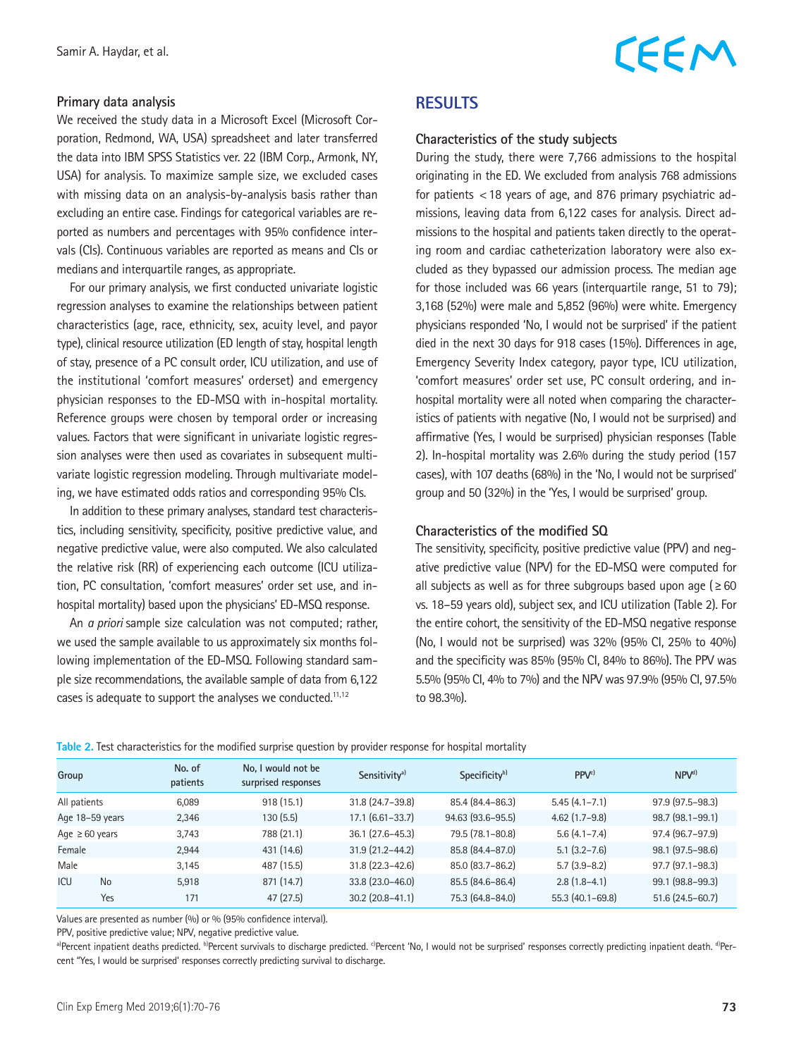### Primary data analysis

We received the study data in a Microsoft Excel (Microsoft Corporation, Redmond, WA, USA) spreadsheet and later transferred the data into IBM SPSS Statistics ver. 22 (IBM Corp., Armonk, NY, USA) for analysis. To maximize sample size, we excluded cases with missing data on an analysis-by-analysis basis rather than excluding an entire case. Findings for categorical variables are reported as numbers and percentages with 95% confidence intervals (CIs). Continuous variables are reported as means and CIs or medians and interquartile ranges, as appropriate.

For our primary analysis, we first conducted univariate logistic regression analyses to examine the relationships between patient characteristics (age, race, ethnicity, sex, acuity level, and payor type), clinical resource utilization (ED length of stay, hospital length of stay, presence of a PC consult order, ICU utilization, and use of the institutional 'comfort measures' orderset) and emergency physician responses to the ED-MSQ with in-hospital mortality. Reference groups were chosen by temporal order or increasing values. Factors that were significant in univariate logistic regression analyses were then used as covariates in subsequent multivariate logistic regression modeling. Through multivariate modeling, we have estimated odds ratios and corresponding 95% CIs.

In addition to these primary analyses, standard test characteristics, including sensitivity, specificity, positive predictive value, and negative predictive value, were also computed. We also calculated the relative risk (RR) of experiencing each outcome (ICU utilization, PC consultation, 'comfort measures' order set use, and in-hospital mortality) based upon the physicians' ED-MSQ response.

An *a priori* sample size calculation was not computed; rather, we used the sample available to us approximately six months following implementation of the ED-MSQ. Following standard sample size recommendations, the available sample of data from 6,122 cases is adequate to support the analyses we conducted.[11,12]

## RESULTS

### Characteristics of the study subjects

During the study, there were 7,766 admissions to the hospital originating in the ED. We excluded from analysis 768 admissions for patients < 18 years of age, and 876 primary psychiatric admissions, leaving data from 6,122 cases for analysis. Direct admissions to the hospital and patients taken directly to the operating room and cardiac catheterization laboratory were also excluded as they bypassed our admission process. The median age for those included was 66 years (interquartile range, 51 to 79); 3,168 (52%) were male and 5,852 (96%) were white. Emergency physicians responded 'No, I would not be surprised' if the patient died in the next 30 days for 918 cases (15%). Differences in age, Emergency Severity Index category, payor type, ICU utilization, 'comfort measures' order set use, PC consult ordering, and in-hospital mortality were all noted when comparing the characteristics of patients with negative (No, I would not be surprised) and affirmative (Yes, I would be surprised) physician responses (Table 2). In-hospital mortality was 2.6% during the study period (157 cases), with 107 deaths (68%) in the 'No, I would not be surprised' group and 50 (32%) in the 'Yes, I would be surprised' group.

### Characteristics of the modified SQ

The sensitivity, specificity, positive predictive value (PPV) and negative predictive value (NPV) for the ED-MSQ were computed for all subjects as well as for three subgroups based upon age (≥ 60 vs. 18–59 years old), subject sex, and ICU utilization (Table 2). For the entire cohort, the sensitivity of the ED-MSQ negative response (No, I would not be surprised) was 32% (95% CI, 25% to 40%) and the specificity was 85% (95% CI, 84% to 86%). The PPV was 5.5% (95% CI, 4% to 7%) and the NPV was 97.9% (95% CI, 97.5% to 98.3%).

**Table 2.** Test characteristics for the modified surprise question by provider response for hospital mortality

| Group | | No. of patients | No, I would not be surprised responses | Sensitivity[a] | Specificity[b] | PPV[c] | NPV[d] |
|---|---|---|---|---|---|---|---|
| All patients | | 6,089 | 918 (15.1) | 31.8 (24.7–39.8) | 85.4 (84.4–86.3) | 5.45 (4.1–7.1) | 97.9 (97.5–98.3) |
| Age 18–59 years | | 2,346 | 130 (5.5) | 17.1 (6.61–33.7) | 94.63 (93.6–95.5) | 4.62 (1.7–9.8) | 98.7 (98.1–99.1) |
| Age ≥ 60 years | | 3,743 | 788 (21.1) | 36.1 (27.6–45.3) | 79.5 (78.1–80.8) | 5.6 (4.1–7.4) | 97.4 (96.7–97.9) |
| Female | | 2,944 | 431 (14.6) | 31.9 (21.2–44.2) | 85.8 (84.4–87.0) | 5.1 (3.2–7.6) | 98.1 (97.5–98.6) |
| Male | | 3,145 | 487 (15.5) | 31.8 (22.3–42.6) | 85.0 (83.7–86.2) | 5.7 (3.9–8.2) | 97.7 (97.1–98.3) |
| ICU | No | 5,918 | 871 (14.7) | 33.8 (23.0–46.0) | 85.5 (84.6–86.4) | 2.8 (1.8–4.1) | 99.1 (98.8–99.3) |
| | Yes | 171 | 47 (27.5) | 30.2 (20.8–41.1) | 75.3 (64.8–84.0) | 55.3 (40.1–69.8) | 51.6 (24.5–60.7) |

Values are presented as number (%) or % (95% confidence interval).

PPV, positive predictive value; NPV, negative predictive value.

[a]Percent inpatient deaths predicted. [b]Percent survivals to discharge predicted. [c]Percent 'No, I would not be surprised' responses correctly predicting inpatient death. [d]Percent "Yes, I would be surprised' responses correctly predicting survival to discharge.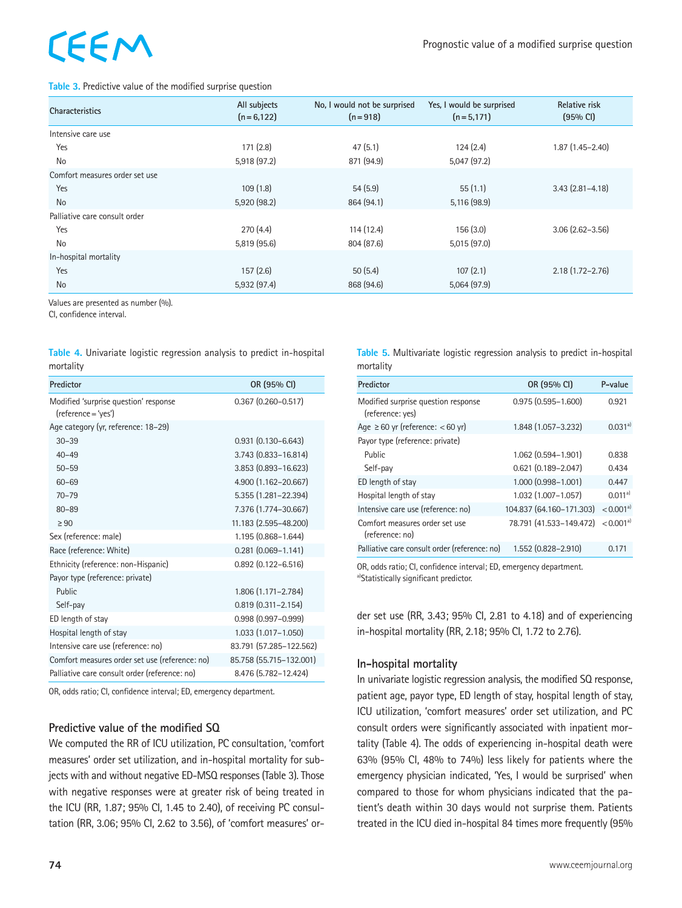**Table 3.** Predictive value of the modified surprise question

| Characteristics | All subjects (n = 6,122) | No, I would not be surprised (n = 918) | Yes, I would be surprised (n = 5,171) | Relative risk (95% CI) |
|---|---|---|---|---|
| Intensive care use | | | | |
| Yes | 171 (2.8) | 47 (5.1) | 124 (2.4) | 1.87 (1.45–2.40) |
| No | 5,918 (97.2) | 871 (94.9) | 5,047 (97.2) | |
| Comfort measures order set use | | | | |
| Yes | 109 (1.8) | 54 (5.9) | 55 (1.1) | 3.43 (2.81–4.18) |
| No | 5,920 (98.2) | 864 (94.1) | 5,116 (98.9) | |
| Palliative care consult order | | | | |
| Yes | 270 (4.4) | 114 (12.4) | 156 (3.0) | 3.06 (2.62–3.56) |
| No | 5,819 (95.6) | 804 (87.6) | 5,015 (97.0) | |
| In-hospital mortality | | | | |
| Yes | 157 (2.6) | 50 (5.4) | 107 (2.1) | 2.18 (1.72–2.76) |
| No | 5,932 (97.4) | 868 (94.6) | 5,064 (97.9) | |

Values are presented as number (%).
CI, confidence interval.

**Table 4.** Univariate logistic regression analysis to predict in-hospital mortality

| Predictor | OR (95% CI) |
|---|---|
| Modified 'surprise question' response (reference = 'yes') | 0.367 (0.260–0.517) |
| Age category (yr, reference: 18–29) | |
| 30–39 | 0.931 (0.130–6.643) |
| 40–49 | 3.743 (0.833–16.814) |
| 50–59 | 3.853 (0.893–16.623) |
| 60–69 | 4.900 (1.162–20.667) |
| 70–79 | 5.355 (1.281–22.394) |
| 80–89 | 7.376 (1.774–30.667) |
| ≥ 90 | 11.183 (2.595–48.200) |
| Sex (reference: male) | 1.195 (0.868–1.644) |
| Race (reference: White) | 0.281 (0.069–1.141) |
| Ethnicity (reference: non-Hispanic) | 0.892 (0.122–6.516) |
| Payor type (reference: private) | |
| Public | 1.806 (1.171–2.784) |
| Self-pay | 0.819 (0.311–2.154) |
| ED length of stay | 0.998 (0.997–0.999) |
| Hospital length of stay | 1.033 (1.017–1.050) |
| Intensive care use (reference: no) | 83.791 (57.285–122.562) |
| Comfort measures order set use (reference: no) | 85.758 (55.715–132.001) |
| Palliative care consult order (reference: no) | 8.476 (5.782–12.424) |

OR, odds ratio; CI, confidence interval; ED, emergency department.

## Predictive value of the modified SQ

We computed the RR of ICU utilization, PC consultation, 'comfort measures' order set utilization, and in-hospital mortality for subjects with and without negative ED-MSQ responses (Table 3). Those with negative responses were at greater risk of being treated in the ICU (RR, 1.87; 95% CI, 1.45 to 2.40), of receiving PC consultation (RR, 3.06; 95% CI, 2.62 to 3.56), of 'comfort measures' order set use (RR, 3.43; 95% CI, 2.81 to 4.18) and of experiencing in-hospital mortality (RR, 2.18; 95% CI, 1.72 to 2.76).

**Table 5.** Multivariate logistic regression analysis to predict in-hospital mortality

| Predictor | OR (95% CI) | P-value |
|---|---|---|
| Modified surprise question response (reference: yes) | 0.975 (0.595–1.600) | 0.921 |
| Age ≥ 60 yr (reference: < 60 yr) | 1.848 (1.057–3.232) | 0.031[a] |
| Payor type (reference: private) | | |
| Public | 1.062 (0.594–1.901) | 0.838 |
| Self-pay | 0.621 (0.189–2.047) | 0.434 |
| ED length of stay | 1.000 (0.998–1.001) | 0.447 |
| Hospital length of stay | 1.032 (1.007–1.057) | 0.011[a] |
| Intensive care use (reference: no) | 104.837 (64.160–171.303) | < 0.001[a] |
| Comfort measures order set use (reference: no) | 78.791 (41.533–149.472) | < 0.001[a] |
| Palliative care consult order (reference: no) | 1.552 (0.828–2.910) | 0.171 |

OR, odds ratio; CI, confidence interval; ED, emergency department.
[a]Statistically significant predictor.

## In-hospital mortality

In univariate logistic regression analysis, the modified SQ response, patient age, payor type, ED length of stay, hospital length of stay, ICU utilization, 'comfort measures' order set utilization, and PC consult orders were significantly associated with inpatient mortality (Table 4). The odds of experiencing in-hospital death were 63% (95% CI, 48% to 74%) less likely for patients where the emergency physician indicated, 'Yes, I would be surprised' when compared to those for whom physicians indicated that the patient's death within 30 days would not surprise them. Patients treated in the ICU died in-hospital 84 times more frequently (95%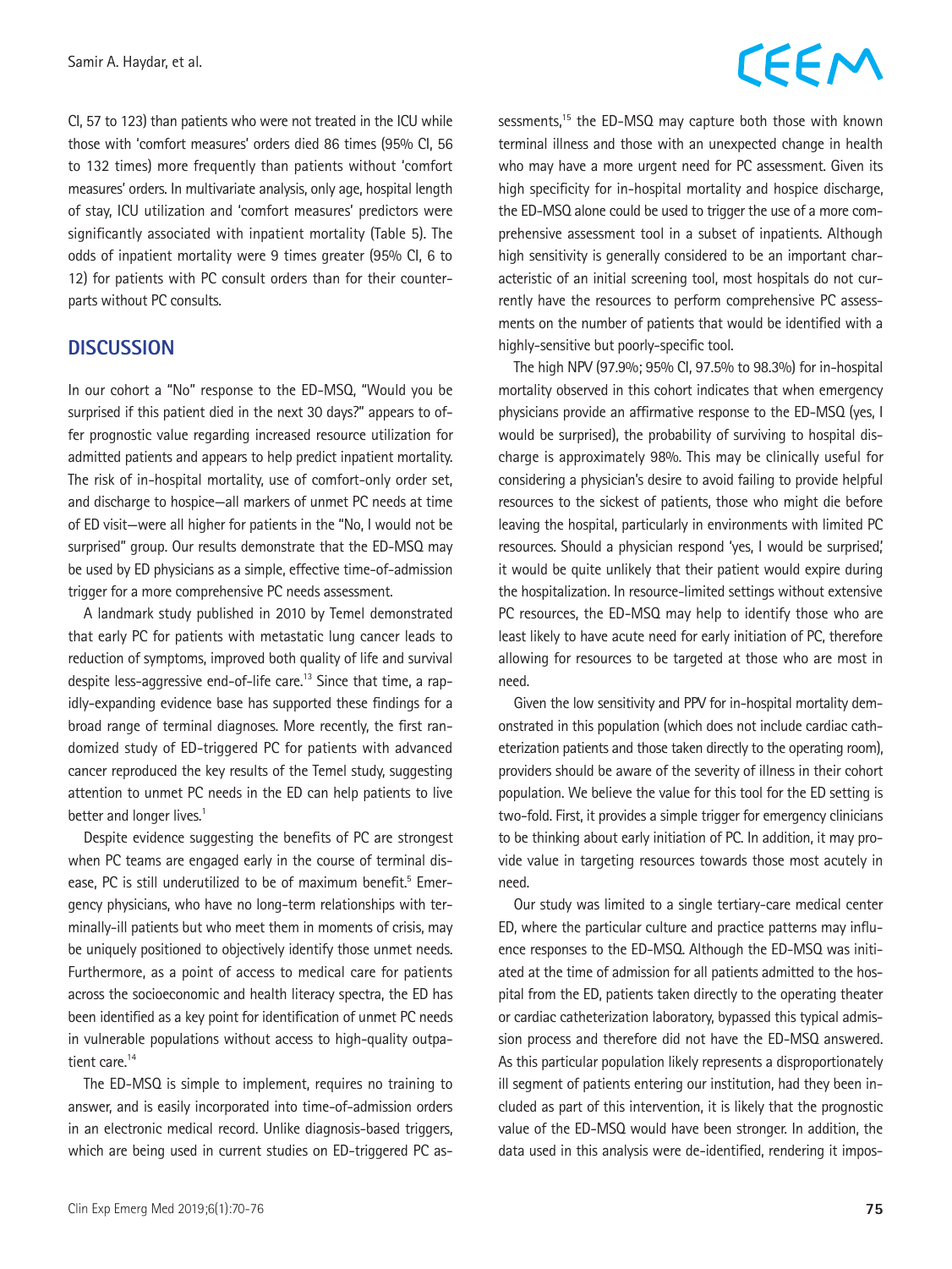CI, 57 to 123) than patients who were not treated in the ICU while those with 'comfort measures' orders died 86 times (95% CI, 56 to 132 times) more frequently than patients without 'comfort measures' orders. In multivariate analysis, only age, hospital length of stay, ICU utilization and 'comfort measures' predictors were significantly associated with inpatient mortality (Table 5). The odds of inpatient mortality were 9 times greater (95% CI, 6 to 12) for patients with PC consult orders than for their counterparts without PC consults.

## DISCUSSION

In our cohort a "No" response to the ED-MSQ, "Would you be surprised if this patient died in the next 30 days?" appears to offer prognostic value regarding increased resource utilization for admitted patients and appears to help predict inpatient mortality. The risk of in-hospital mortality, use of comfort-only order set, and discharge to hospice—all markers of unmet PC needs at time of ED visit—were all higher for patients in the "No, I would not be surprised" group. Our results demonstrate that the ED-MSQ may be used by ED physicians as a simple, effective time-of-admission trigger for a more comprehensive PC needs assessment.

A landmark study published in 2010 by Temel demonstrated that early PC for patients with metastatic lung cancer leads to reduction of symptoms, improved both quality of life and survival despite less-aggressive end-of-life care.[13] Since that time, a rapidly-expanding evidence base has supported these findings for a broad range of terminal diagnoses. More recently, the first randomized study of ED-triggered PC for patients with advanced cancer reproduced the key results of the Temel study, suggesting attention to unmet PC needs in the ED can help patients to live better and longer lives.[1]

Despite evidence suggesting the benefits of PC are strongest when PC teams are engaged early in the course of terminal disease, PC is still underutilized to be of maximum benefit.[5] Emergency physicians, who have no long-term relationships with terminally-ill patients but who meet them in moments of crisis, may be uniquely positioned to objectively identify those unmet needs. Furthermore, as a point of access to medical care for patients across the socioeconomic and health literacy spectra, the ED has been identified as a key point for identification of unmet PC needs in vulnerable populations without access to high-quality outpatient care.[14]

The ED-MSQ is simple to implement, requires no training to answer, and is easily incorporated into time-of-admission orders in an electronic medical record. Unlike diagnosis-based triggers, which are being used in current studies on ED-triggered PC assessments,[15] the ED-MSQ may capture both those with known terminal illness and those with an unexpected change in health who may have a more urgent need for PC assessment. Given its high specificity for in-hospital mortality and hospice discharge, the ED-MSQ alone could be used to trigger the use of a more comprehensive assessment tool in a subset of inpatients. Although high sensitivity is generally considered to be an important characteristic of an initial screening tool, most hospitals do not currently have the resources to perform comprehensive PC assessments on the number of patients that would be identified with a highly-sensitive but poorly-specific tool.

The high NPV (97.9%; 95% CI, 97.5% to 98.3%) for in-hospital mortality observed in this cohort indicates that when emergency physicians provide an affirmative response to the ED-MSQ (yes, I would be surprised), the probability of surviving to hospital discharge is approximately 98%. This may be clinically useful for considering a physician's desire to avoid failing to provide helpful resources to the sickest of patients, those who might die before leaving the hospital, particularly in environments with limited PC resources. Should a physician respond 'yes, I would be surprised,' it would be quite unlikely that their patient would expire during the hospitalization. In resource-limited settings without extensive PC resources, the ED-MSQ may help to identify those who are least likely to have acute need for early initiation of PC, therefore allowing for resources to be targeted at those who are most in need.

Given the low sensitivity and PPV for in-hospital mortality demonstrated in this population (which does not include cardiac catheterization patients and those taken directly to the operating room), providers should be aware of the severity of illness in their cohort population. We believe the value for this tool for the ED setting is two-fold. First, it provides a simple trigger for emergency clinicians to be thinking about early initiation of PC. In addition, it may provide value in targeting resources towards those most acutely in need.

Our study was limited to a single tertiary-care medical center ED, where the particular culture and practice patterns may influence responses to the ED-MSQ. Although the ED-MSQ was initiated at the time of admission for all patients admitted to the hospital from the ED, patients taken directly to the operating theater or cardiac catheterization laboratory, bypassed this typical admission process and therefore did not have the ED-MSQ answered. As this particular population likely represents a disproportionately ill segment of patients entering our institution, had they been included as part of this intervention, it is likely that the prognostic value of the ED-MSQ would have been stronger. In addition, the data used in this analysis were de-identified, rendering it impos-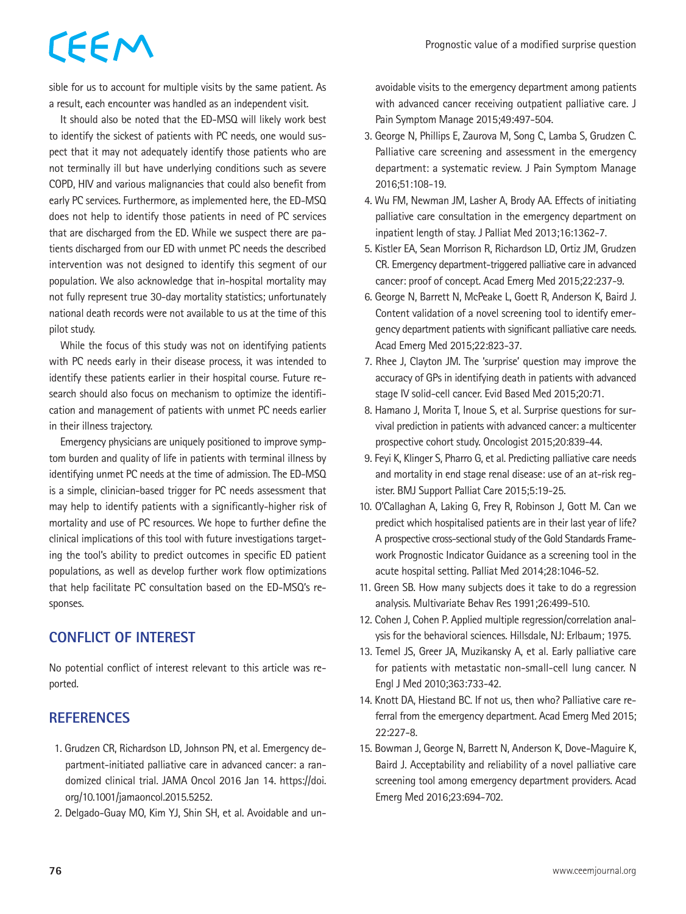sible for us to account for multiple visits by the same patient. As a result, each encounter was handled as an independent visit.

It should also be noted that the ED-MSQ will likely work best to identify the sickest of patients with PC needs, one would suspect that it may not adequately identify those patients who are not terminally ill but have underlying conditions such as severe COPD, HIV and various malignancies that could also benefit from early PC services. Furthermore, as implemented here, the ED-MSQ does not help to identify those patients in need of PC services that are discharged from the ED. While we suspect there are patients discharged from our ED with unmet PC needs the described intervention was not designed to identify this segment of our population. We also acknowledge that in-hospital mortality may not fully represent true 30-day mortality statistics; unfortunately national death records were not available to us at the time of this pilot study.

While the focus of this study was not on identifying patients with PC needs early in their disease process, it was intended to identify these patients earlier in their hospital course. Future research should also focus on mechanism to optimize the identification and management of patients with unmet PC needs earlier in their illness trajectory.

Emergency physicians are uniquely positioned to improve symptom burden and quality of life in patients with terminal illness by identifying unmet PC needs at the time of admission. The ED-MSQ is a simple, clinician-based trigger for PC needs assessment that may help to identify patients with a significantly-higher risk of mortality and use of PC resources. We hope to further define the clinical implications of this tool with future investigations targeting the tool's ability to predict outcomes in specific ED patient populations, as well as develop further work flow optimizations that help facilitate PC consultation based on the ED-MSQ's responses.

## CONFLICT OF INTEREST

No potential conflict of interest relevant to this article was reported.

## REFERENCES

1. Grudzen CR, Richardson LD, Johnson PN, et al. Emergency department-initiated palliative care in advanced cancer: a randomized clinical trial. JAMA Oncol 2016 Jan 14. https://doi.org/10.1001/jamaoncol.2015.5252.
2. Delgado-Guay MO, Kim YJ, Shin SH, et al. Avoidable and unavoidable visits to the emergency department among patients with advanced cancer receiving outpatient palliative care. J Pain Symptom Manage 2015;49:497-504.
3. George N, Phillips E, Zaurova M, Song C, Lamba S, Grudzen C. Palliative care screening and assessment in the emergency department: a systematic review. J Pain Symptom Manage 2016;51:108-19.
4. Wu FM, Newman JM, Lasher A, Brody AA. Effects of initiating palliative care consultation in the emergency department on inpatient length of stay. J Palliat Med 2013;16:1362-7.
5. Kistler EA, Sean Morrison R, Richardson LD, Ortiz JM, Grudzen CR. Emergency department-triggered palliative care in advanced cancer: proof of concept. Acad Emerg Med 2015;22:237-9.
6. George N, Barrett N, McPeake L, Goett R, Anderson K, Baird J. Content validation of a novel screening tool to identify emergency department patients with significant palliative care needs. Acad Emerg Med 2015;22:823-37.
7. Rhee J, Clayton JM. The 'surprise' question may improve the accuracy of GPs in identifying death in patients with advanced stage IV solid-cell cancer. Evid Based Med 2015;20:71.
8. Hamano J, Morita T, Inoue S, et al. Surprise questions for survival prediction in patients with advanced cancer: a multicenter prospective cohort study. Oncologist 2015;20:839-44.
9. Feyi K, Klinger S, Pharro G, et al. Predicting palliative care needs and mortality in end stage renal disease: use of an at-risk register. BMJ Support Palliat Care 2015;5:19-25.
10. O'Callaghan A, Laking G, Frey R, Robinson J, Gott M. Can we predict which hospitalised patients are in their last year of life? A prospective cross-sectional study of the Gold Standards Framework Prognostic Indicator Guidance as a screening tool in the acute hospital setting. Palliat Med 2014;28:1046-52.
11. Green SB. How many subjects does it take to do a regression analysis. Multivariate Behav Res 1991;26:499-510.
12. Cohen J, Cohen P. Applied multiple regression/correlation analysis for the behavioral sciences. Hillsdale, NJ: Erlbaum; 1975.
13. Temel JS, Greer JA, Muzikansky A, et al. Early palliative care for patients with metastatic non-small-cell lung cancer. N Engl J Med 2010;363:733-42.
14. Knott DA, Hiestand BC. If not us, then who? Palliative care referral from the emergency department. Acad Emerg Med 2015;22:227-8.
15. Bowman J, George N, Barrett N, Anderson K, Dove-Maguire K, Baird J. Acceptability and reliability of a novel palliative care screening tool among emergency department providers. Acad Emerg Med 2016;23:694-702.